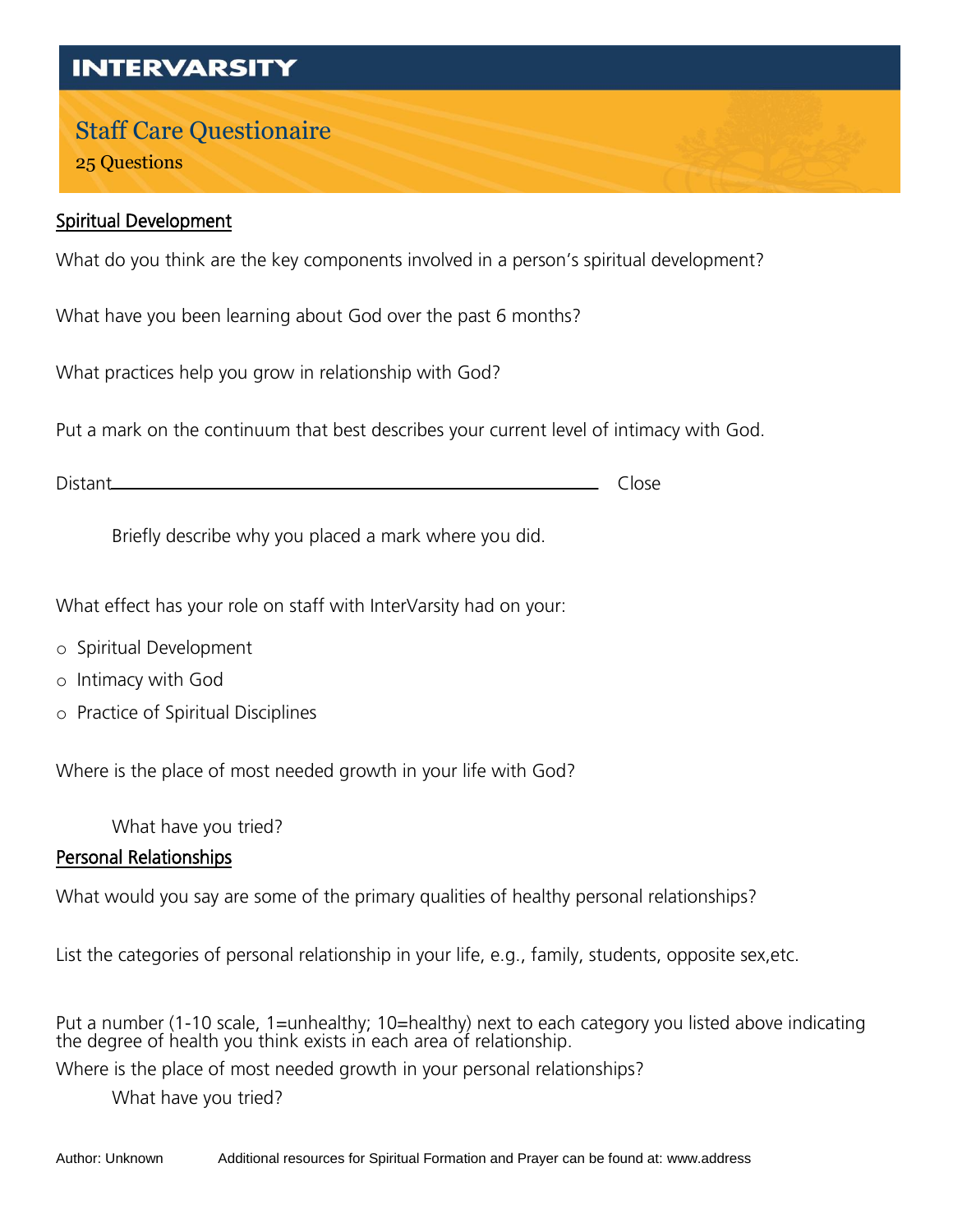# INTERVARSITY

## Staff Care Questionaire

25 Questions

### Spiritual Development

What do you think are the key components involved in a person's spiritual development?

What have you been learning about God over the past 6 months?

What practices help you grow in relationship with God?

Put a mark on the continuum that best describes your current level of intimacy with God.

Distant\_\_\_\_\_\_\_\_\_\_\_\_\_\_\_\_\_\_\_\_\_\_\_\_\_\_\_\_\_\_\_\_\_\_\_\_\_\_\_\_\_\_\_\_\_\_\_\_ Close

> Briefly describe why you placed a mark where you did.

What effect has your role on staff with InterVarsity had on your:

- Spiritual Development
- Intimacy with God
- Practice of Spiritual Disciplines

Where is the place of most needed growth in your life with God?

> What have you tried?

### Personal Relationships

What would you say are some of the primary qualities of healthy personal relationships?

List the categories of personal relationship in your life, e.g., family, students, opposite sex,etc.

Put a number (1-10 scale, 1=unhealthy; 10=healthy) next to each category you listed above indicating the degree of health you think exists in each area of relationship.

Where is the place of most needed growth in your personal relationships?

> What have you tried?

Author: Unknown    Additional resources for Spiritual Formation and Prayer can be found at: www.address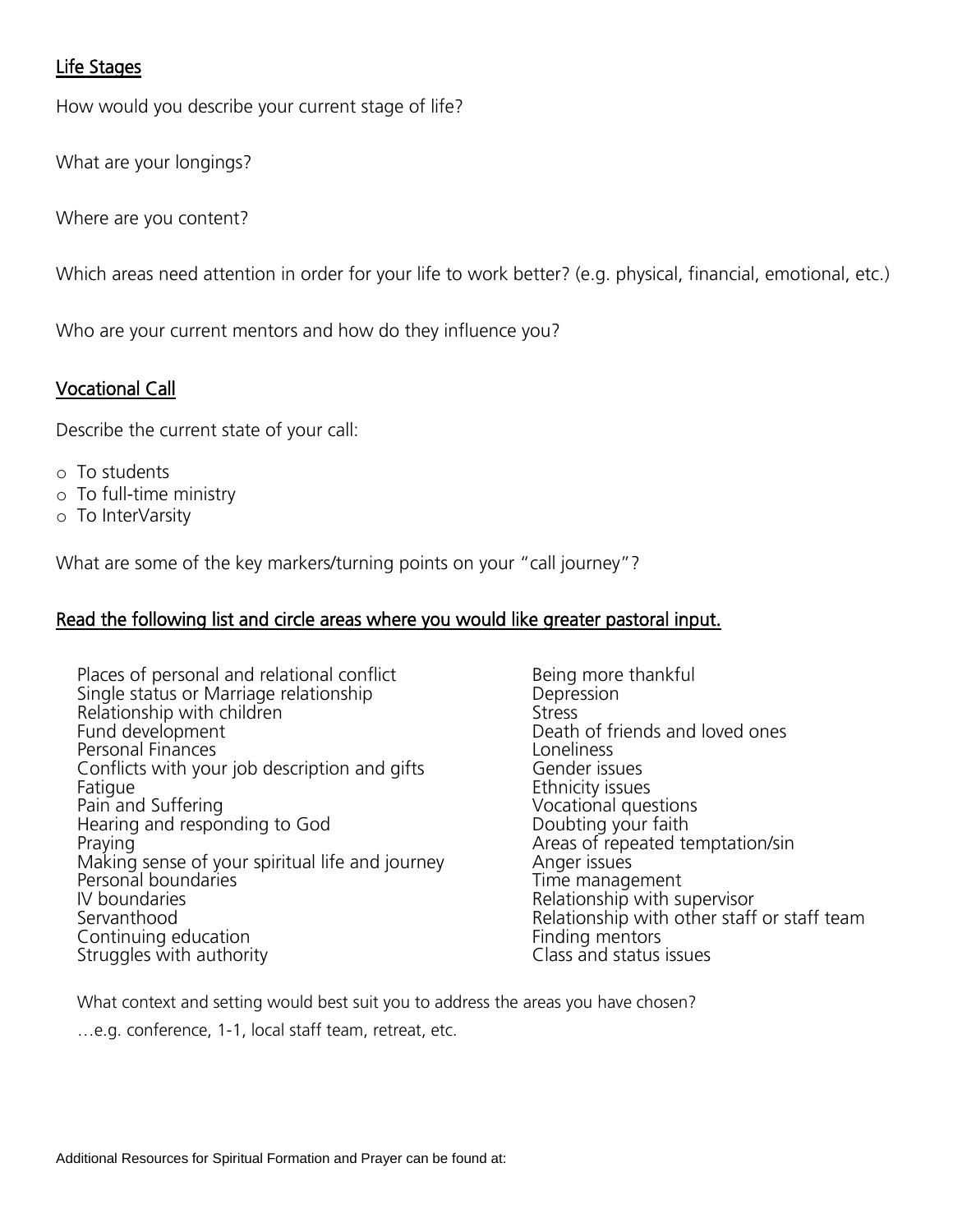## Life Stages

How would you describe your current stage of life?

What are your longings?

Where are you content?

Which areas need attention in order for your life to work better? (e.g. physical, financial, emotional, etc.)

Who are your current mentors and how do they influence you?

## Vocational Call

Describe the current state of your call:

- To students
- To full-time ministry
- To InterVarsity

What are some of the key markers/turning points on your "call journey"?

## Read the following list and circle areas where you would like greater pastoral input.

Places of personal and relational conflict
Single status or Marriage relationship
Relationship with children
Fund development
Personal Finances
Conflicts with your job description and gifts
Fatigue
Pain and Suffering
Hearing and responding to God
Praying
Making sense of your spiritual life and journey
Personal boundaries
IV boundaries
Servanthood
Continuing education
Struggles with authority
Being more thankful
Depression
Stress
Death of friends and loved ones
Loneliness
Gender issues
Ethnicity issues
Vocational questions
Doubting your faith
Areas of repeated temptation/sin
Anger issues
Time management
Relationship with supervisor
Relationship with other staff or staff team
Finding mentors
Class and status issues

What context and setting would best suit you to address the areas you have chosen?

…e.g. conference, 1-1, local staff team, retreat, etc.

Additional Resources for Spiritual Formation and Prayer can be found at: